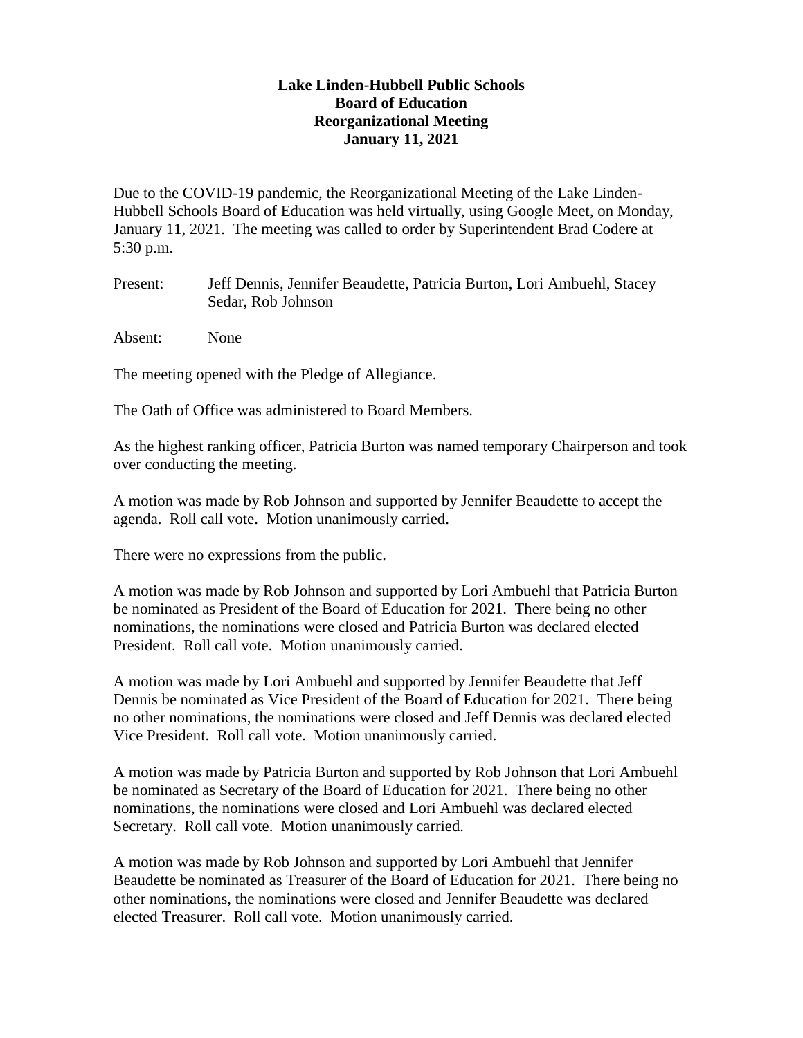**Lake Linden-Hubbell Public Schools**
**Board of Education**
**Reorganizational Meeting**
**January 11, 2021**

Due to the COVID-19 pandemic, the Reorganizational Meeting of the Lake Linden-Hubbell Schools Board of Education was held virtually, using Google Meet, on Monday, January 11, 2021. The meeting was called to order by Superintendent Brad Codere at 5:30 p.m.

Present: Jeff Dennis, Jennifer Beaudette, Patricia Burton, Lori Ambuehl, Stacey Sedar, Rob Johnson

Absent: None

The meeting opened with the Pledge of Allegiance.

The Oath of Office was administered to Board Members.

As the highest ranking officer, Patricia Burton was named temporary Chairperson and took over conducting the meeting.

A motion was made by Rob Johnson and supported by Jennifer Beaudette to accept the agenda. Roll call vote. Motion unanimously carried.

There were no expressions from the public.

A motion was made by Rob Johnson and supported by Lori Ambuehl that Patricia Burton be nominated as President of the Board of Education for 2021. There being no other nominations, the nominations were closed and Patricia Burton was declared elected President. Roll call vote. Motion unanimously carried.

A motion was made by Lori Ambuehl and supported by Jennifer Beaudette that Jeff Dennis be nominated as Vice President of the Board of Education for 2021. There being no other nominations, the nominations were closed and Jeff Dennis was declared elected Vice President. Roll call vote. Motion unanimously carried.

A motion was made by Patricia Burton and supported by Rob Johnson that Lori Ambuehl be nominated as Secretary of the Board of Education for 2021. There being no other nominations, the nominations were closed and Lori Ambuehl was declared elected Secretary. Roll call vote. Motion unanimously carried.

A motion was made by Rob Johnson and supported by Lori Ambuehl that Jennifer Beaudette be nominated as Treasurer of the Board of Education for 2021. There being no other nominations, the nominations were closed and Jennifer Beaudette was declared elected Treasurer. Roll call vote. Motion unanimously carried.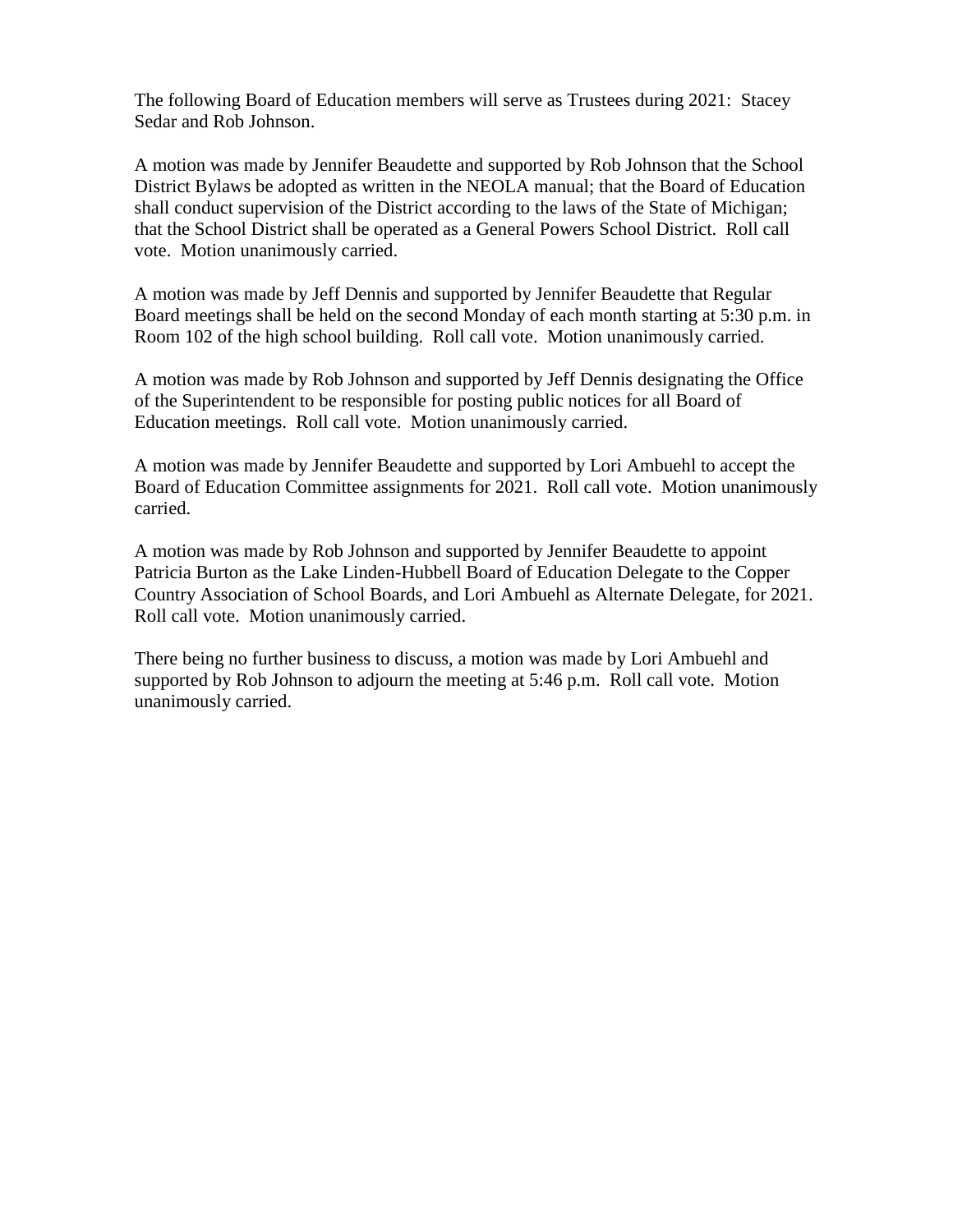The following Board of Education members will serve as Trustees during 2021: Stacey Sedar and Rob Johnson.

A motion was made by Jennifer Beaudette and supported by Rob Johnson that the School District Bylaws be adopted as written in the NEOLA manual; that the Board of Education shall conduct supervision of the District according to the laws of the State of Michigan; that the School District shall be operated as a General Powers School District. Roll call vote. Motion unanimously carried.

A motion was made by Jeff Dennis and supported by Jennifer Beaudette that Regular Board meetings shall be held on the second Monday of each month starting at 5:30 p.m. in Room 102 of the high school building. Roll call vote. Motion unanimously carried.

A motion was made by Rob Johnson and supported by Jeff Dennis designating the Office of the Superintendent to be responsible for posting public notices for all Board of Education meetings. Roll call vote. Motion unanimously carried.

A motion was made by Jennifer Beaudette and supported by Lori Ambuehl to accept the Board of Education Committee assignments for 2021. Roll call vote. Motion unanimously carried.

A motion was made by Rob Johnson and supported by Jennifer Beaudette to appoint Patricia Burton as the Lake Linden-Hubbell Board of Education Delegate to the Copper Country Association of School Boards, and Lori Ambuehl as Alternate Delegate, for 2021. Roll call vote. Motion unanimously carried.

There being no further business to discuss, a motion was made by Lori Ambuehl and supported by Rob Johnson to adjourn the meeting at 5:46 p.m. Roll call vote. Motion unanimously carried.